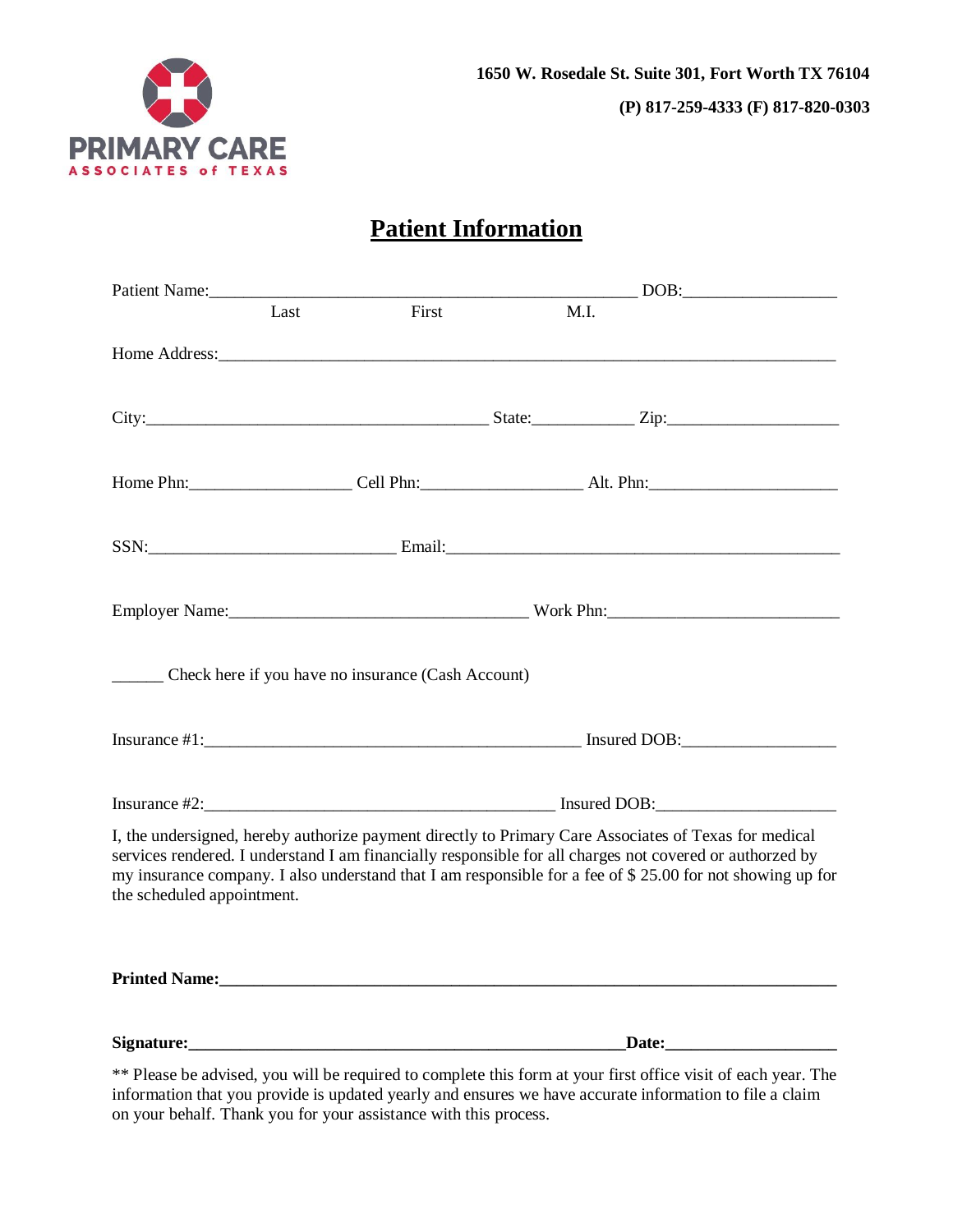PRIMARY CARE
ASSOCIATES of TEXAS

**1650 W. Rosedale St. Suite 301, Fort Worth TX 76104**

**(P) 817-259-4333 (F) 817-820-0303**

# Patient Information

Patient Name:_____________________________________________________ DOB:__________________
Last First M.I.

Home Address:_____________________________________________________________________________

City:___________________________________________ State:____________ Zip:____________________

Home Phn:___________________ Cell Phn:__________________ Alt. Phn:______________________

SSN:____________________________ Email:_____________________________________________

Employer Name:__________________________________ Work Phn:__________________________

______ Check here if you have no insurance (Cash Account)

Insurance #1:___________________________________________ Insured DOB:__________________

Insurance #2:_________________________________________ Insured DOB:_____________________

I, the undersigned, hereby authorize payment directly to Primary Care Associates of Texas for medical services rendered. I understand I am financially responsible for all charges not covered or authorized by my insurance company. I also understand that I am responsible for a fee of $ 25.00 for not showing up for the scheduled appointment.

**Printed Name:_____________________________________________________________________**

**Signature:_______________________________________________________Date:____________________**

** Please be advised, you will be required to complete this form at your first office visit of each year. The information that you provide is updated yearly and ensures we have accurate information to file a claim on your behalf. Thank you for your assistance with this process.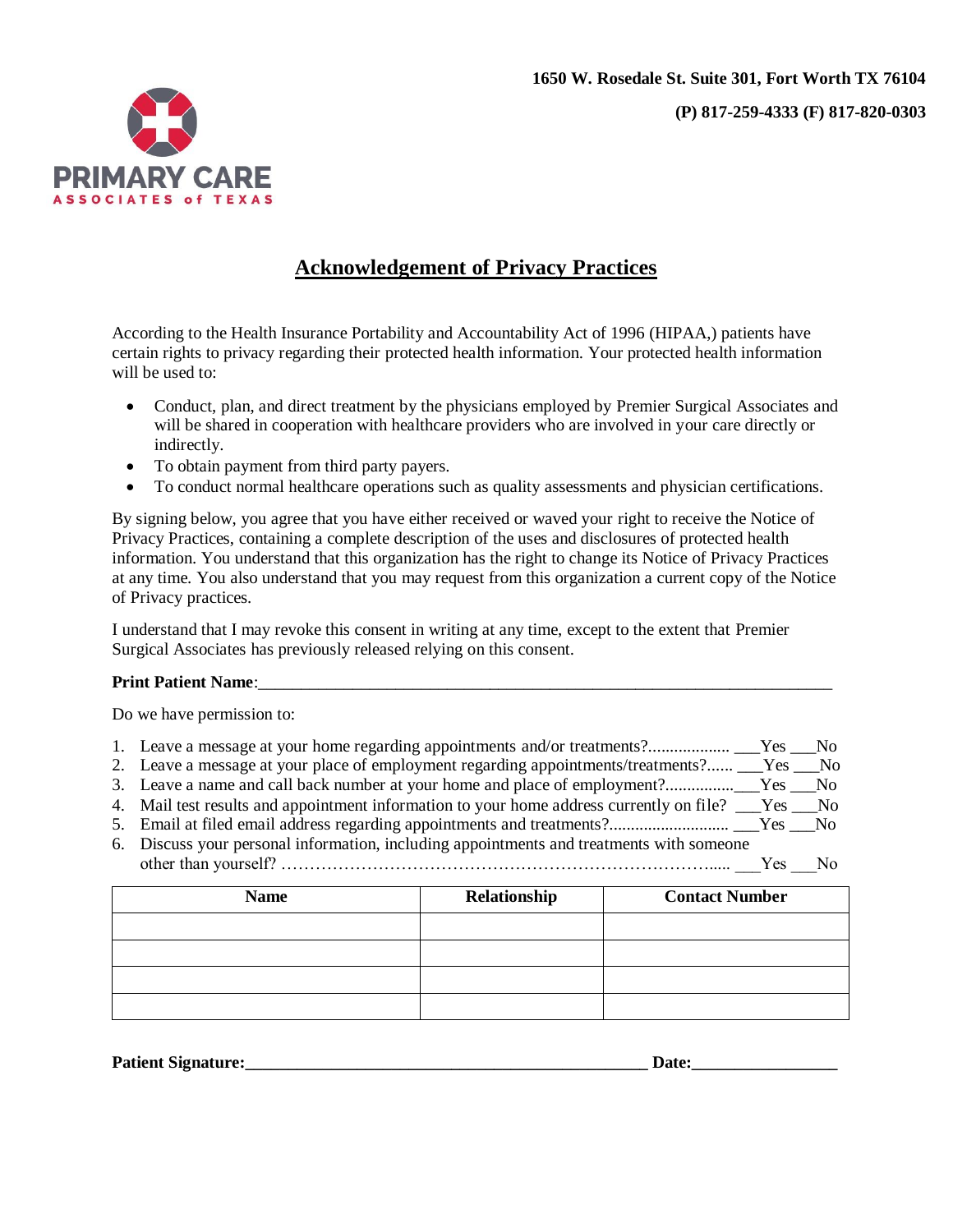1650 W. Rosedale St. Suite 301, Fort Worth TX 76104

(P) 817-259-4333 (F) 817-820-0303

PRIMARY CARE
ASSOCIATES of TEXAS

# Acknowledgement of Privacy Practices

According to the Health Insurance Portability and Accountability Act of 1996 (HIPAA,) patients have certain rights to privacy regarding their protected health information. Your protected health information will be used to:

- Conduct, plan, and direct treatment by the physicians employed by Premier Surgical Associates and will be shared in cooperation with healthcare providers who are involved in your care directly or indirectly.
- To obtain payment from third party payers.
- To conduct normal healthcare operations such as quality assessments and physician certifications.

By signing below, you agree that you have either received or waved your right to receive the Notice of Privacy Practices, containing a complete description of the uses and disclosures of protected health information. You understand that this organization has the right to change its Notice of Privacy Practices at any time. You also understand that you may request from this organization a current copy of the Notice of Privacy practices.

I understand that I may revoke this consent in writing at any time, except to the extent that Premier Surgical Associates has previously released relying on this consent.

**Print Patient Name**:___________________________________________________________________

Do we have permission to:

1. Leave a message at your home regarding appointments and/or treatments?.................. ___Yes ___No
2. Leave a message at your place of employment regarding appointments/treatments?...... ___Yes ___No
3. Leave a name and call back number at your home and place of employment?...............___Yes ___No
4. Mail test results and appointment information to your home address currently on file? ___Yes ___No
5. Email at filed email address regarding appointments and treatments?........................... ___Yes ___No
6. Discuss your personal information, including appointments and treatments with someone other than yourself? …………………………………………………………………..... ___Yes ___No

| Name | Relationship | Contact Number |
|---|---|---|
| | | |
| | | |
| | | |
| | | |

**Patient Signature:_______________________________________________ Date:_________________**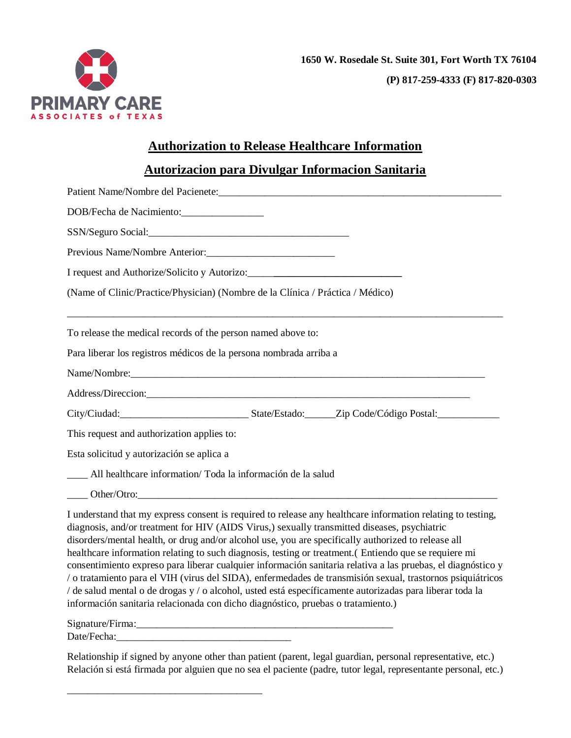PRIMARY CARE
ASSOCIATES of TEXAS

**1650 W. Rosedale St. Suite 301, Fort Worth TX 76104**

**(P) 817-259-4333 (F) 817-820-0303**

## Authorization to Release Healthcare Information

## Autorizacion para Divulgar Informacion Sanitaria

Patient Name/Nombre del Pacienete:_______________________________________________________

DOB/Fecha de Nacimiento:________________

SSN/Seguro Social:________________________________________

Previous Name/Nombre Anterior:_________________________

I request and Authorize/Solicito y Autorizo:_____________________________

(Name of Clinic/Practice/Physician) (Nombre de la Clínica / Práctica / Médico)

_______________________________________________________________________________________

To release the medical records of the person named above to:

Para liberar los registros médicos de la persona nombrada arriba a

Name/Nombre:______________________________________________________________________

Address/Direccion:________________________________________________________________

City/Ciudad:_________________________ State/Estado:______Zip Code/Código Postal:____________

This request and authorization applies to:

Esta solicitud y autorización se aplica a

____ All healthcare information/ Toda la información de la salud

____ Other/Otro:__________________________________________________________________________

I understand that my express consent is required to release any healthcare information relating to testing, diagnosis, and/or treatment for HIV (AIDS Virus,) sexually transmitted diseases, psychiatric disorders/mental health, or drug and/or alcohol use, you are specifically authorized to release all healthcare information relating to such diagnosis, testing or treatment.( Entiendo que se requiere mi consentimiento expreso para liberar cualquier información sanitaria relativa a las pruebas, el diagnóstico y / o tratamiento para el VIH (virus del SIDA), enfermedades de transmisión sexual, trastornos psiquiátricos / de salud mental o de drogas y / o alcohol, usted está específicamente autorizadas para liberar toda la información sanitaria relacionada con dicho diagnóstico, pruebas o tratamiento.)

Signature/Firma:_____________________________________________________

Date/Fecha:__________________________________

Relationship if signed by anyone other than patient (parent, legal guardian, personal representative, etc.) Relación si está firmada por alguien que no sea el paciente (padre, tutor legal, representante personal, etc.)

______________________________________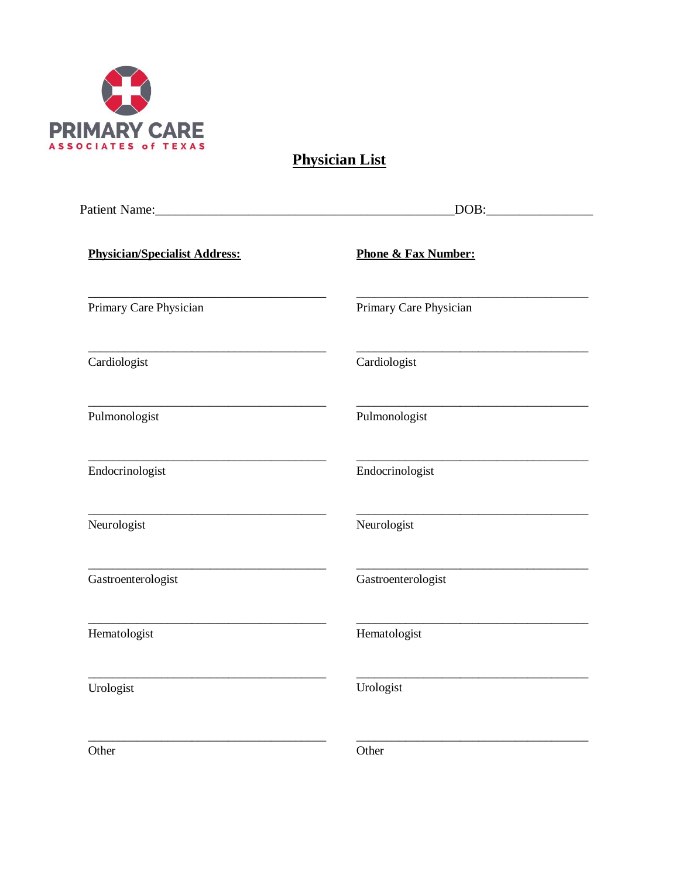PRIMARY CARE
ASSOCIATES of TEXAS

# Physician List

Patient Name:_____________________________________________DOB:________________

| **Physician/Specialist Address:** | **Phone & Fax Number:** |
|---|---|
| ________________________________________ Primary Care Physician | ________________________________________ Primary Care Physician |
| ________________________________________ Cardiologist | ________________________________________ Cardiologist |
| ________________________________________ Pulmonologist | ________________________________________ Pulmonologist |
| ________________________________________ Endocrinologist | ________________________________________ Endocrinologist |
| ________________________________________ Neurologist | ________________________________________ Neurologist |
| ________________________________________ Gastroenterologist | ________________________________________ Gastroenterologist |
| ________________________________________ Hematologist | ________________________________________ Hematologist |
| ________________________________________ Urologist | ________________________________________ Urologist |
| ________________________________________ Other | ________________________________________ Other |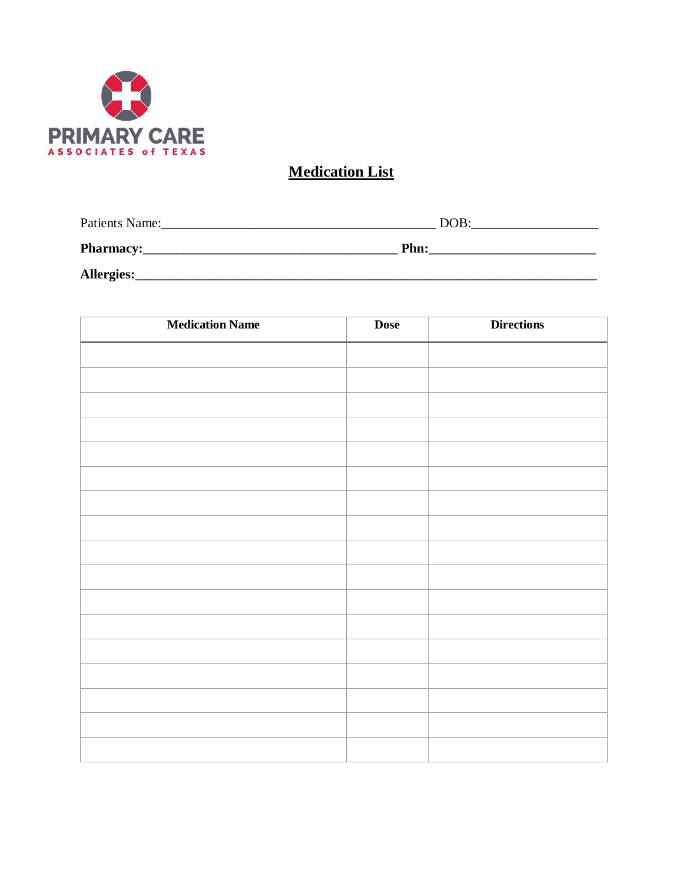PRIMARY CARE

ASSOCIATES of TEXAS

# Medication List

Patients Name:________________________________________ DOB:__________________

**Pharmacy:_____________________________________ Phn:________________________**

**Allergies:_____________________________________________________________________**

| Medication Name | Dose | Directions |
|---|---|---|
| | | |
| | | |
| | | |
| | | |
| | | |
| | | |
| | | |
| | | |
| | | |
| | | |
| | | |
| | | |
| | | |
| | | |
| | | |
| | | |
| | | |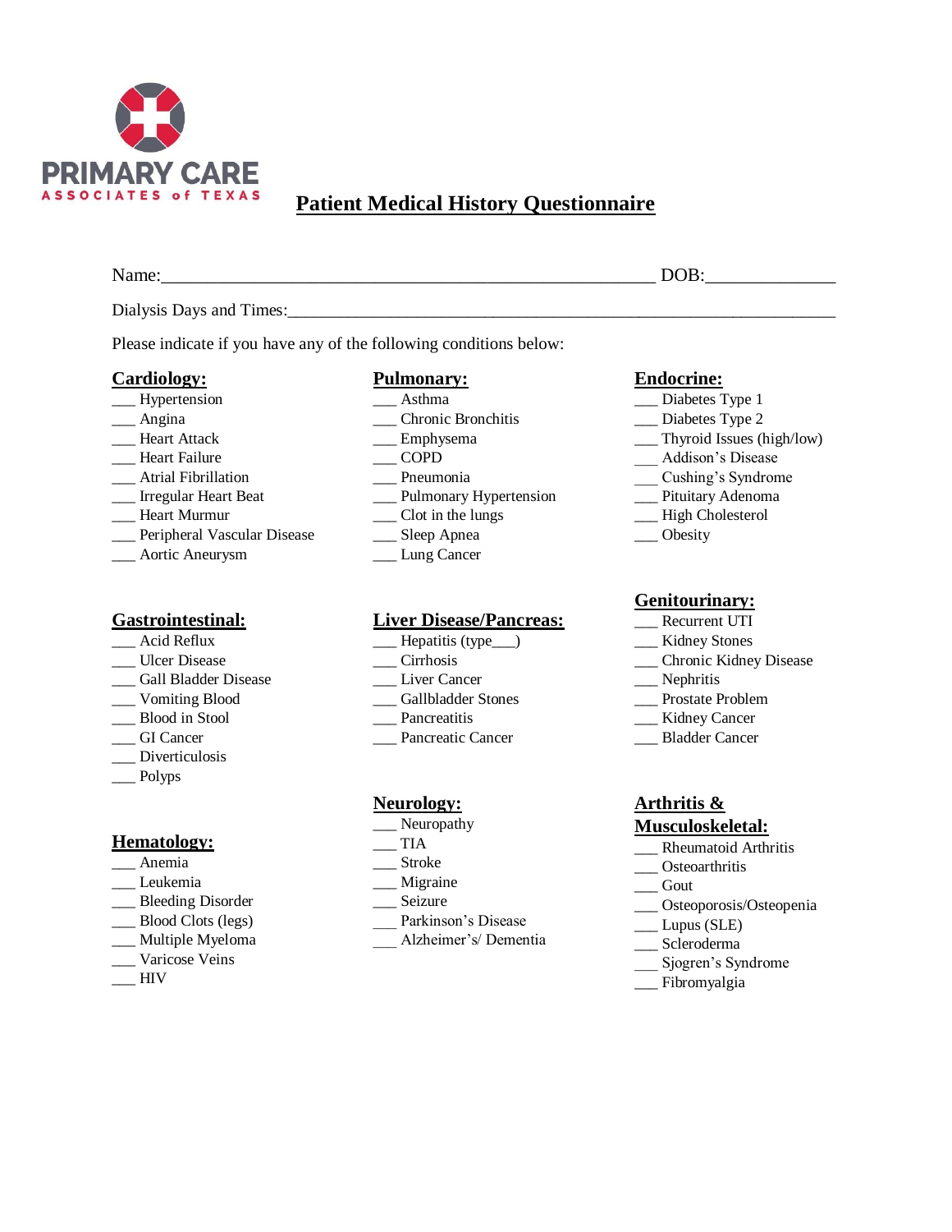PRIMARY CARE
ASSOCIATES of TEXAS

# Patient Medical History Questionnaire

Name:_______________________________________________________ DOB:______________

Dialysis Days and Times:_____________________________________________________________

Please indicate if you have any of the following conditions below:

## Cardiology:

___ Hypertension
___ Angina
___ Heart Attack
___ Heart Failure
___ Atrial Fibrillation
___ Irregular Heart Beat
___ Heart Murmur
___ Peripheral Vascular Disease
___ Aortic Aneurysm

## Pulmonary:

___ Asthma
___ Chronic Bronchitis
___ Emphysema
___ COPD
___ Pneumonia
___ Pulmonary Hypertension
___ Clot in the lungs
___ Sleep Apnea
___ Lung Cancer

## Endocrine:

___ Diabetes Type 1
___ Diabetes Type 2
___ Thyroid Issues (high/low)
___ Addison's Disease
___ Cushing's Syndrome
___ Pituitary Adenoma
___ High Cholesterol
___ Obesity

## Gastrointestinal:

___ Acid Reflux
___ Ulcer Disease
___ Gall Bladder Disease
___ Vomiting Blood
___ Blood in Stool
___ GI Cancer
___ Diverticulosis
___ Polyps

## Liver Disease/Pancreas:

___ Hepatitis (type___)
___ Cirrhosis
___ Liver Cancer
___ Gallbladder Stones
___ Pancreatitis
___ Pancreatic Cancer

## Genitourinary:

___ Recurrent UTI
___ Kidney Stones
___ Chronic Kidney Disease
___ Nephritis
___ Prostate Problem
___ Kidney Cancer
___ Bladder Cancer

## Hematology:

___ Anemia
___ Leukemia
___ Bleeding Disorder
___ Blood Clots (legs)
___ Multiple Myeloma
___ Varicose Veins
___ HIV

## Neurology:

___ Neuropathy
___ TIA
___ Stroke
___ Migraine
___ Seizure
___ Parkinson's Disease
___ Alzheimer's/ Dementia

## Arthritis & Musculoskeletal:

___ Rheumatoid Arthritis
___ Osteoarthritis
___ Gout
___ Osteoporosis/Osteopenia
___ Lupus (SLE)
___ Scleroderma
___ Sjogren's Syndrome
___ Fibromyalgia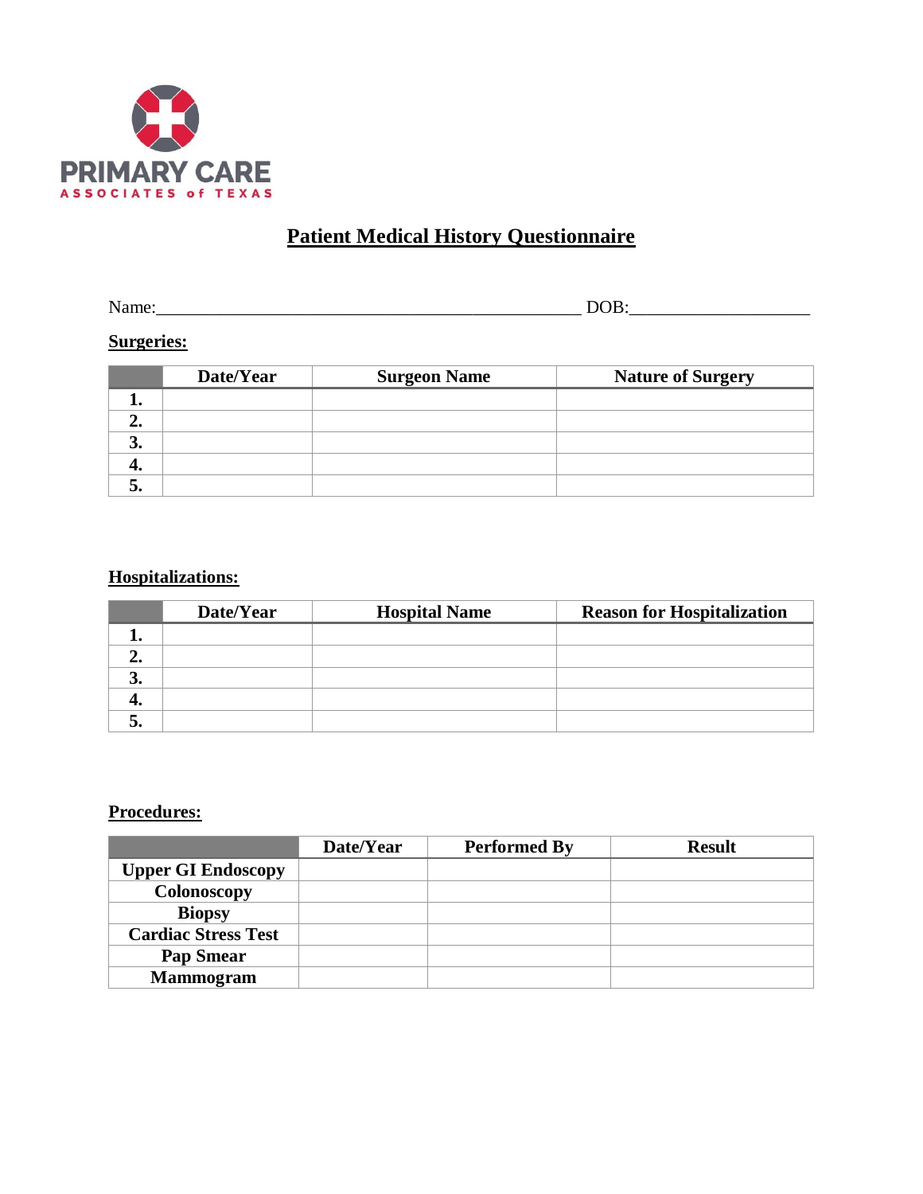PRIMARY CARE
ASSOCIATES of TEXAS

# Patient Medical History Questionnaire

Name:_______________________________________________ DOB:____________________

**Surgeries:**

| | Date/Year | Surgeon Name | Nature of Surgery |
|---|---|---|---|
| **1.** | | | |
| **2.** | | | |
| **3.** | | | |
| **4.** | | | |
| **5.** | | | |

**Hospitalizations:**

| | Date/Year | Hospital Name | Reason for Hospitalization |
|---|---|---|---|
| **1.** | | | |
| **2.** | | | |
| **3.** | | | |
| **4.** | | | |
| **5.** | | | |

**Procedures:**

| | Date/Year | Performed By | Result |
|---|---|---|---|
| **Upper GI Endoscopy** | | | |
| **Colonoscopy** | | | |
| **Biopsy** | | | |
| **Cardiac Stress Test** | | | |
| **Pap Smear** | | | |
| **Mammogram** | | | |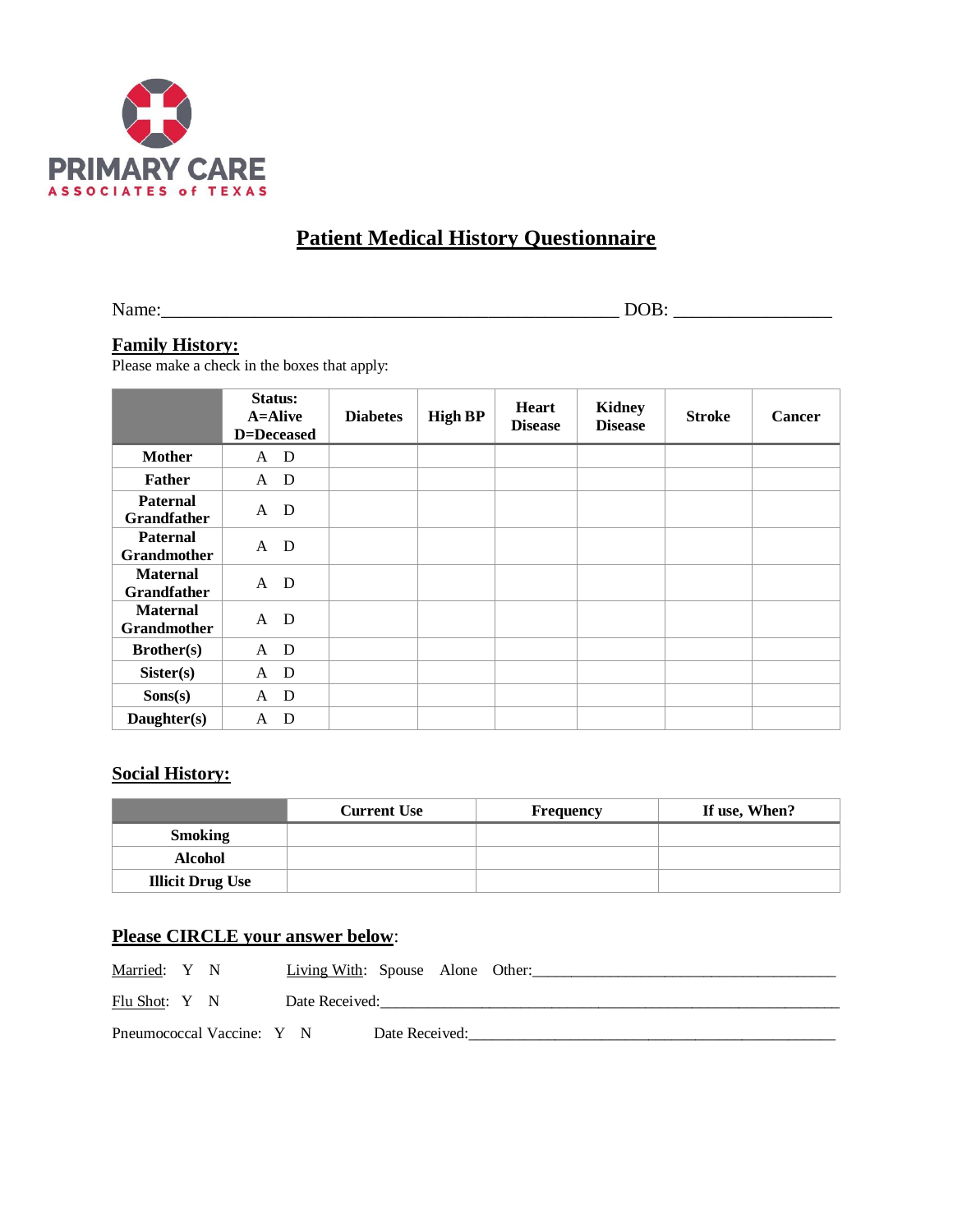PRIMARY CARE
ASSOCIATES of TEXAS

# Patient Medical History Questionnaire

Name:\_\_\_\_\_\_\_\_\_\_\_\_\_\_\_\_\_\_\_\_\_\_\_\_\_\_\_\_\_\_\_\_\_\_\_\_\_\_\_\_\_\_\_\_\_\_\_\_ DOB: \_\_\_\_\_\_\_\_\_\_\_\_\_\_\_\_

## Family History:

Please make a check in the boxes that apply:

| | Status: A=Alive D=Deceased | Diabetes | High BP | Heart Disease | Kidney Disease | Stroke | Cancer |
|---|---|---|---|---|---|---|---|
| **Mother** | A D | | | | | | |
| **Father** | A D | | | | | | |
| **Paternal Grandfather** | A D | | | | | | |
| **Paternal Grandmother** | A D | | | | | | |
| **Maternal Grandfather** | A D | | | | | | |
| **Maternal Grandmother** | A D | | | | | | |
| **Brother(s)** | A D | | | | | | |
| **Sister(s)** | A D | | | | | | |
| **Sons(s)** | A D | | | | | | |
| **Daughter(s)** | A D | | | | | | |

## Social History:

| | Current Use | Frequency | If use, When? |
|---|---|---|---|
| **Smoking** | | | |
| **Alcohol** | | | |
| **Illicit Drug Use** | | | |

## Please CIRCLE your answer below:

Married: Y N    Living With: Spouse Alone Other:\_\_\_\_\_\_\_\_\_\_\_\_\_\_\_\_\_\_\_\_\_\_\_\_\_\_\_\_\_\_\_\_\_\_\_\_

Flu Shot: Y N    Date Received:\_\_\_\_\_\_\_\_\_\_\_\_\_\_\_\_\_\_\_\_\_\_\_\_\_\_\_\_\_\_\_\_\_\_\_\_\_\_\_\_\_\_\_\_\_\_\_\_\_\_\_\_\_\_\_

Pneumococcal Vaccine: Y N    Date Received:\_\_\_\_\_\_\_\_\_\_\_\_\_\_\_\_\_\_\_\_\_\_\_\_\_\_\_\_\_\_\_\_\_\_\_\_\_\_\_\_\_\_\_\_\_